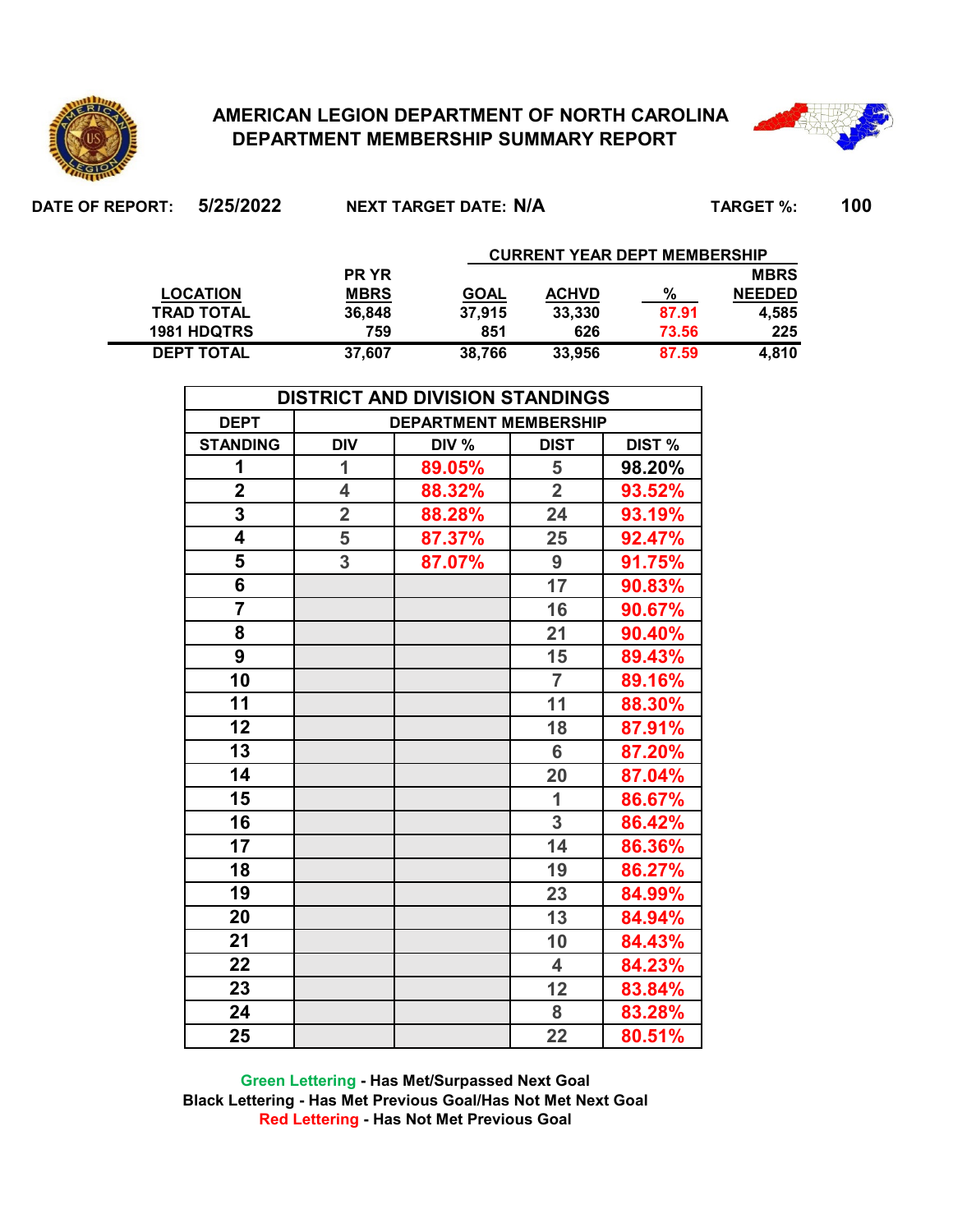# AMERICAN LEGION DEPARTMENT OF NORTH CAROLINA
## DEPARTMENT MEMBERSHIP SUMMARY REPORT

**DATE OF REPORT:** 5/25/2022 **NEXT TARGET DATE:** N/A **TARGET %:** 100

| LOCATION | PR YR MBRS | GOAL | ACHVD | % | MBRS NEEDED |
|---|---|---|---|---|---|
| | | CURRENT YEAR DEPT MEMBERSHIP | | | |
| TRAD TOTAL | 36,848 | 37,915 | 33,330 | 87.91 | 4,585 |
| 1981 HDQTRS | 759 | 851 | 626 | 73.56 | 225 |
| DEPT TOTAL | 37,607 | 38,766 | 33,956 | 87.59 | 4,810 |

| DISTRICT AND DIVISION STANDINGS | | | | |
|---|---|---|---|---|
| DEPT | DEPARTMENT MEMBERSHIP | | | |
| STANDING | DIV | DIV % | DIST | DIST % |
| 1 | 1 | 89.05% | 5 | 98.20% |
| 2 | 4 | 88.32% | 2 | 93.52% |
| 3 | 2 | 88.28% | 24 | 93.19% |
| 4 | 5 | 87.37% | 25 | 92.47% |
| 5 | 3 | 87.07% | 9 | 91.75% |
| 6 | | | 17 | 90.83% |
| 7 | | | 16 | 90.67% |
| 8 | | | 21 | 90.40% |
| 9 | | | 15 | 89.43% |
| 10 | | | 7 | 89.16% |
| 11 | | | 11 | 88.30% |
| 12 | | | 18 | 87.91% |
| 13 | | | 6 | 87.20% |
| 14 | | | 20 | 87.04% |
| 15 | | | 1 | 86.67% |
| 16 | | | 3 | 86.42% |
| 17 | | | 14 | 86.36% |
| 18 | | | 19 | 86.27% |
| 19 | | | 23 | 84.99% |
| 20 | | | 13 | 84.94% |
| 21 | | | 10 | 84.43% |
| 22 | | | 4 | 84.23% |
| 23 | | | 12 | 83.84% |
| 24 | | | 8 | 83.28% |
| 25 | | | 22 | 80.51% |

Green Lettering - Has Met/Surpassed Next Goal
Black Lettering - Has Met Previous Goal/Has Not Met Next Goal
Red Lettering - Has Not Met Previous Goal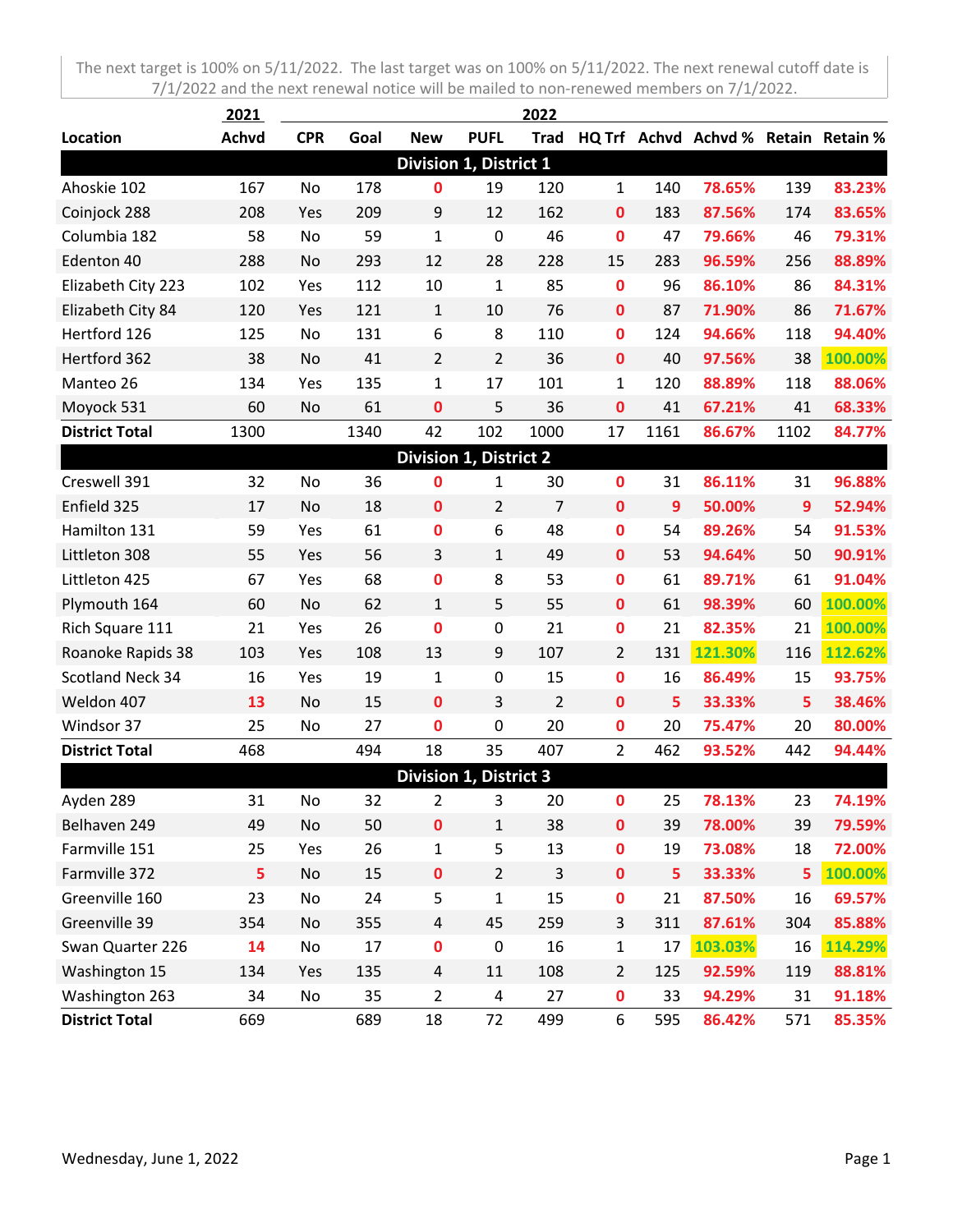The next target is 100% on 5/11/2022. The last target was on 100% on 5/11/2022. The next renewal cutoff date is 7/1/2022 and the next renewal notice will be mailed to non-renewed members on 7/1/2022.

| | 2021 | 2022 | | | | | | | | | |
|---|---|---|---|---|---|---|---|---|---|---|---|
| **Location** | **Achvd** | **CPR** | **Goal** | **New** | **PUFL** | **Trad** | **HQ Trf** | **Achvd** | **Achvd %** | **Retain** | **Retain %** |
| **Division 1, District 1** | | | | | | | | | | | |
| Ahoskie 102 | 167 | No | 178 | 0 | 19 | 120 | 1 | 140 | 78.65% | 139 | 83.23% |
| Coinjock 288 | 208 | Yes | 209 | 9 | 12 | 162 | 0 | 183 | 87.56% | 174 | 83.65% |
| Columbia 182 | 58 | No | 59 | 1 | 0 | 46 | 0 | 47 | 79.66% | 46 | 79.31% |
| Edenton 40 | 288 | No | 293 | 12 | 28 | 228 | 15 | 283 | 96.59% | 256 | 88.89% |
| Elizabeth City 223 | 102 | Yes | 112 | 10 | 1 | 85 | 0 | 96 | 86.10% | 86 | 84.31% |
| Elizabeth City 84 | 120 | Yes | 121 | 1 | 10 | 76 | 0 | 87 | 71.90% | 86 | 71.67% |
| Hertford 126 | 125 | No | 131 | 6 | 8 | 110 | 0 | 124 | 94.66% | 118 | 94.40% |
| Hertford 362 | 38 | No | 41 | 2 | 2 | 36 | 0 | 40 | 97.56% | 38 | 100.00% |
| Manteo 26 | 134 | Yes | 135 | 1 | 17 | 101 | 1 | 120 | 88.89% | 118 | 88.06% |
| Moyock 531 | 60 | No | 61 | 0 | 5 | 36 | 0 | 41 | 67.21% | 41 | 68.33% |
| **District Total** | 1300 | | 1340 | 42 | 102 | 1000 | 17 | 1161 | 86.67% | 1102 | 84.77% |
| **Division 1, District 2** | | | | | | | | | | | |
| Creswell 391 | 32 | No | 36 | 0 | 1 | 30 | 0 | 31 | 86.11% | 31 | 96.88% |
| Enfield 325 | 17 | No | 18 | 0 | 2 | 7 | 0 | 9 | 50.00% | 9 | 52.94% |
| Hamilton 131 | 59 | Yes | 61 | 0 | 6 | 48 | 0 | 54 | 89.26% | 54 | 91.53% |
| Littleton 308 | 55 | Yes | 56 | 3 | 1 | 49 | 0 | 53 | 94.64% | 50 | 90.91% |
| Littleton 425 | 67 | Yes | 68 | 0 | 8 | 53 | 0 | 61 | 89.71% | 61 | 91.04% |
| Plymouth 164 | 60 | No | 62 | 1 | 5 | 55 | 0 | 61 | 98.39% | 60 | 100.00% |
| Rich Square 111 | 21 | Yes | 26 | 0 | 0 | 21 | 0 | 21 | 82.35% | 21 | 100.00% |
| Roanoke Rapids 38 | 103 | Yes | 108 | 13 | 9 | 107 | 2 | 131 | 121.30% | 116 | 112.62% |
| Scotland Neck 34 | 16 | Yes | 19 | 1 | 0 | 15 | 0 | 16 | 86.49% | 15 | 93.75% |
| Weldon 407 | 13 | No | 15 | 0 | 3 | 2 | 0 | 5 | 33.33% | 5 | 38.46% |
| Windsor 37 | 25 | No | 27 | 0 | 0 | 20 | 0 | 20 | 75.47% | 20 | 80.00% |
| **District Total** | 468 | | 494 | 18 | 35 | 407 | 2 | 462 | 93.52% | 442 | 94.44% |
| **Division 1, District 3** | | | | | | | | | | | |
| Ayden 289 | 31 | No | 32 | 2 | 3 | 20 | 0 | 25 | 78.13% | 23 | 74.19% |
| Belhaven 249 | 49 | No | 50 | 0 | 1 | 38 | 0 | 39 | 78.00% | 39 | 79.59% |
| Farmville 151 | 25 | Yes | 26 | 1 | 5 | 13 | 0 | 19 | 73.08% | 18 | 72.00% |
| Farmville 372 | 5 | No | 15 | 0 | 2 | 3 | 0 | 5 | 33.33% | 5 | 100.00% |
| Greenville 160 | 23 | No | 24 | 5 | 1 | 15 | 0 | 21 | 87.50% | 16 | 69.57% |
| Greenville 39 | 354 | No | 355 | 4 | 45 | 259 | 3 | 311 | 87.61% | 304 | 85.88% |
| Swan Quarter 226 | 14 | No | 17 | 0 | 0 | 16 | 1 | 17 | 103.03% | 16 | 114.29% |
| Washington 15 | 134 | Yes | 135 | 4 | 11 | 108 | 2 | 125 | 92.59% | 119 | 88.81% |
| Washington 263 | 34 | No | 35 | 2 | 4 | 27 | 0 | 33 | 94.29% | 31 | 91.18% |
| **District Total** | 669 | | 689 | 18 | 72 | 499 | 6 | 595 | 86.42% | 571 | 85.35% |

Wednesday, June 1, 2022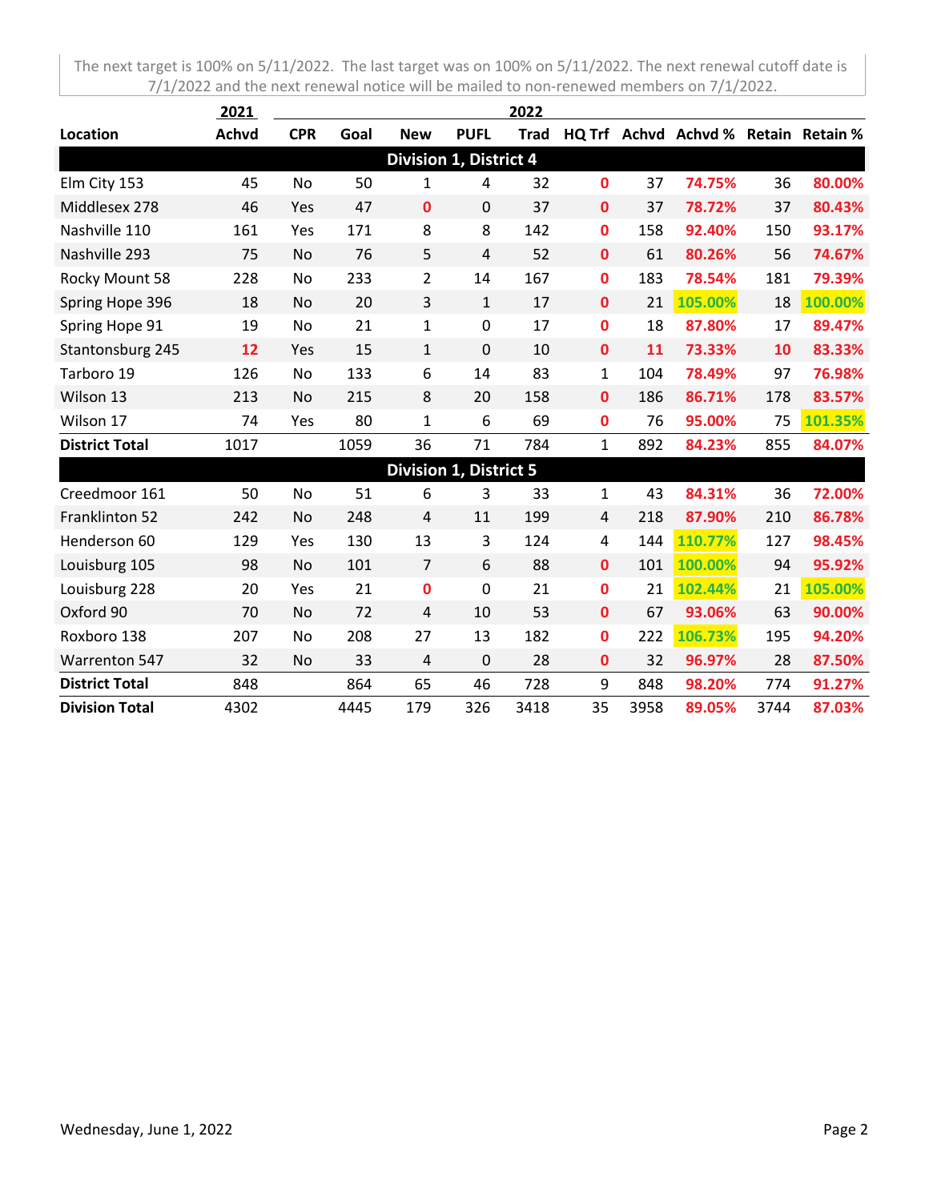The next target is 100% on 5/11/2022. The last target was on 100% on 5/11/2022. The next renewal cutoff date is 7/1/2022 and the next renewal notice will be mailed to non-renewed members on 7/1/2022.

| | 2021 | 2022 | | | | | | | | | |
|---|---|---|---|---|---|---|---|---|---|---|---|
| **Location** | **Achvd** | **CPR** | **Goal** | **New** | **PUFL** | **Trad** | **HQ Trf** | **Achvd** | **Achvd %** | **Retain** | **Retain %** |
| **Division 1, District 4** | | | | | | | | | | | |
| Elm City 153 | 45 | No | 50 | 1 | 4 | 32 | 0 | 37 | 74.75% | 36 | 80.00% |
| Middlesex 278 | 46 | Yes | 47 | 0 | 0 | 37 | 0 | 37 | 78.72% | 37 | 80.43% |
| Nashville 110 | 161 | Yes | 171 | 8 | 8 | 142 | 0 | 158 | 92.40% | 150 | 93.17% |
| Nashville 293 | 75 | No | 76 | 5 | 4 | 52 | 0 | 61 | 80.26% | 56 | 74.67% |
| Rocky Mount 58 | 228 | No | 233 | 2 | 14 | 167 | 0 | 183 | 78.54% | 181 | 79.39% |
| Spring Hope 396 | 18 | No | 20 | 3 | 1 | 17 | 0 | 21 | 105.00% | 18 | 100.00% |
| Spring Hope 91 | 19 | No | 21 | 1 | 0 | 17 | 0 | 18 | 87.80% | 17 | 89.47% |
| Stantonsburg 245 | 12 | Yes | 15 | 1 | 0 | 10 | 0 | 11 | 73.33% | 10 | 83.33% |
| Tarboro 19 | 126 | No | 133 | 6 | 14 | 83 | 1 | 104 | 78.49% | 97 | 76.98% |
| Wilson 13 | 213 | No | 215 | 8 | 20 | 158 | 0 | 186 | 86.71% | 178 | 83.57% |
| Wilson 17 | 74 | Yes | 80 | 1 | 6 | 69 | 0 | 76 | 95.00% | 75 | 101.35% |
| **District Total** | 1017 | | 1059 | 36 | 71 | 784 | 1 | 892 | 84.23% | 855 | 84.07% |
| **Division 1, District 5** | | | | | | | | | | | |
| Creedmoor 161 | 50 | No | 51 | 6 | 3 | 33 | 1 | 43 | 84.31% | 36 | 72.00% |
| Franklinton 52 | 242 | No | 248 | 4 | 11 | 199 | 4 | 218 | 87.90% | 210 | 86.78% |
| Henderson 60 | 129 | Yes | 130 | 13 | 3 | 124 | 4 | 144 | 110.77% | 127 | 98.45% |
| Louisburg 105 | 98 | No | 101 | 7 | 6 | 88 | 0 | 101 | 100.00% | 94 | 95.92% |
| Louisburg 228 | 20 | Yes | 21 | 0 | 0 | 21 | 0 | 21 | 102.44% | 21 | 105.00% |
| Oxford 90 | 70 | No | 72 | 4 | 10 | 53 | 0 | 67 | 93.06% | 63 | 90.00% |
| Roxboro 138 | 207 | No | 208 | 27 | 13 | 182 | 0 | 222 | 106.73% | 195 | 94.20% |
| Warrenton 547 | 32 | No | 33 | 4 | 0 | 28 | 0 | 32 | 96.97% | 28 | 87.50% |
| **District Total** | 848 | | 864 | 65 | 46 | 728 | 9 | 848 | 98.20% | 774 | 91.27% |
| **Division Total** | 4302 | | 4445 | 179 | 326 | 3418 | 35 | 3958 | 89.05% | 3744 | 87.03% |

Wednesday, June 1, 2022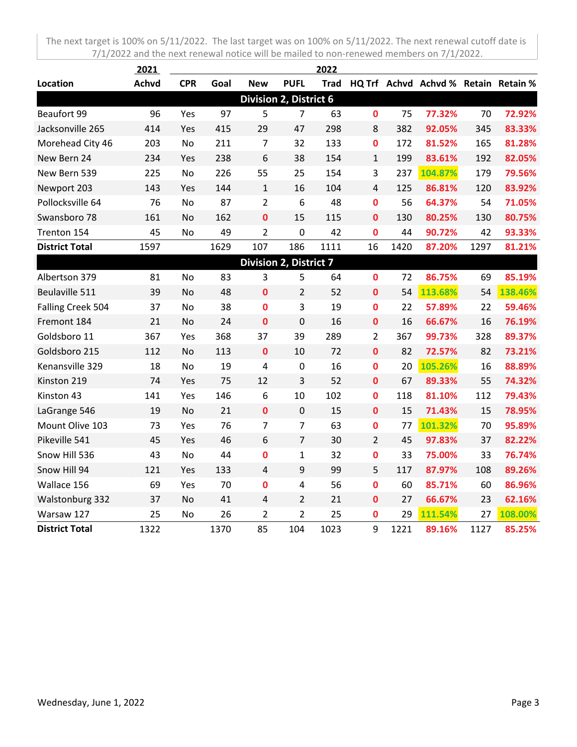The next target is 100% on 5/11/2022. The last target was on 100% on 5/11/2022. The next renewal cutoff date is 7/1/2022 and the next renewal notice will be mailed to non-renewed members on 7/1/2022.

| | 2021 | 2022 | | | | | | | | | |
|---|---|---|---|---|---|---|---|---|---|---|---|
| **Location** | **Achvd** | **CPR** | **Goal** | **New** | **PUFL** | **Trad** | **HQ Trf** | **Achvd** | **Achvd %** | **Retain** | **Retain %** |
| **Division 2, District 6** | | | | | | | | | | | |
| Beaufort 99 | 96 | Yes | 97 | 5 | 7 | 63 | 0 | 75 | 77.32% | 70 | 72.92% |
| Jacksonville 265 | 414 | Yes | 415 | 29 | 47 | 298 | 8 | 382 | 92.05% | 345 | 83.33% |
| Morehead City 46 | 203 | No | 211 | 7 | 32 | 133 | 0 | 172 | 81.52% | 165 | 81.28% |
| New Bern 24 | 234 | Yes | 238 | 6 | 38 | 154 | 1 | 199 | 83.61% | 192 | 82.05% |
| New Bern 539 | 225 | No | 226 | 55 | 25 | 154 | 3 | 237 | 104.87% | 179 | 79.56% |
| Newport 203 | 143 | Yes | 144 | 1 | 16 | 104 | 4 | 125 | 86.81% | 120 | 83.92% |
| Pollocksville 64 | 76 | No | 87 | 2 | 6 | 48 | 0 | 56 | 64.37% | 54 | 71.05% |
| Swansboro 78 | 161 | No | 162 | 0 | 15 | 115 | 0 | 130 | 80.25% | 130 | 80.75% |
| Trenton 154 | 45 | No | 49 | 2 | 0 | 42 | 0 | 44 | 90.72% | 42 | 93.33% |
| **District Total** | 1597 | | 1629 | 107 | 186 | 1111 | 16 | 1420 | 87.20% | 1297 | 81.21% |
| **Division 2, District 7** | | | | | | | | | | | |
| Albertson 379 | 81 | No | 83 | 3 | 5 | 64 | 0 | 72 | 86.75% | 69 | 85.19% |
| Beulaville 511 | 39 | No | 48 | 0 | 2 | 52 | 0 | 54 | 113.68% | 54 | 138.46% |
| Falling Creek 504 | 37 | No | 38 | 0 | 3 | 19 | 0 | 22 | 57.89% | 22 | 59.46% |
| Fremont 184 | 21 | No | 24 | 0 | 0 | 16 | 0 | 16 | 66.67% | 16 | 76.19% |
| Goldsboro 11 | 367 | Yes | 368 | 37 | 39 | 289 | 2 | 367 | 99.73% | 328 | 89.37% |
| Goldsboro 215 | 112 | No | 113 | 0 | 10 | 72 | 0 | 82 | 72.57% | 82 | 73.21% |
| Kenansville 329 | 18 | No | 19 | 4 | 0 | 16 | 0 | 20 | 105.26% | 16 | 88.89% |
| Kinston 219 | 74 | Yes | 75 | 12 | 3 | 52 | 0 | 67 | 89.33% | 55 | 74.32% |
| Kinston 43 | 141 | Yes | 146 | 6 | 10 | 102 | 0 | 118 | 81.10% | 112 | 79.43% |
| LaGrange 546 | 19 | No | 21 | 0 | 0 | 15 | 0 | 15 | 71.43% | 15 | 78.95% |
| Mount Olive 103 | 73 | Yes | 76 | 7 | 7 | 63 | 0 | 77 | 101.32% | 70 | 95.89% |
| Pikeville 541 | 45 | Yes | 46 | 6 | 7 | 30 | 2 | 45 | 97.83% | 37 | 82.22% |
| Snow Hill 536 | 43 | No | 44 | 0 | 1 | 32 | 0 | 33 | 75.00% | 33 | 76.74% |
| Snow Hill 94 | 121 | Yes | 133 | 4 | 9 | 99 | 5 | 117 | 87.97% | 108 | 89.26% |
| Wallace 156 | 69 | Yes | 70 | 0 | 4 | 56 | 0 | 60 | 85.71% | 60 | 86.96% |
| Walstonburg 332 | 37 | No | 41 | 4 | 2 | 21 | 0 | 27 | 66.67% | 23 | 62.16% |
| Warsaw 127 | 25 | No | 26 | 2 | 2 | 25 | 0 | 29 | 111.54% | 27 | 108.00% |
| **District Total** | 1322 | | 1370 | 85 | 104 | 1023 | 9 | 1221 | 89.16% | 1127 | 85.25% |

Wednesday, June 1, 2022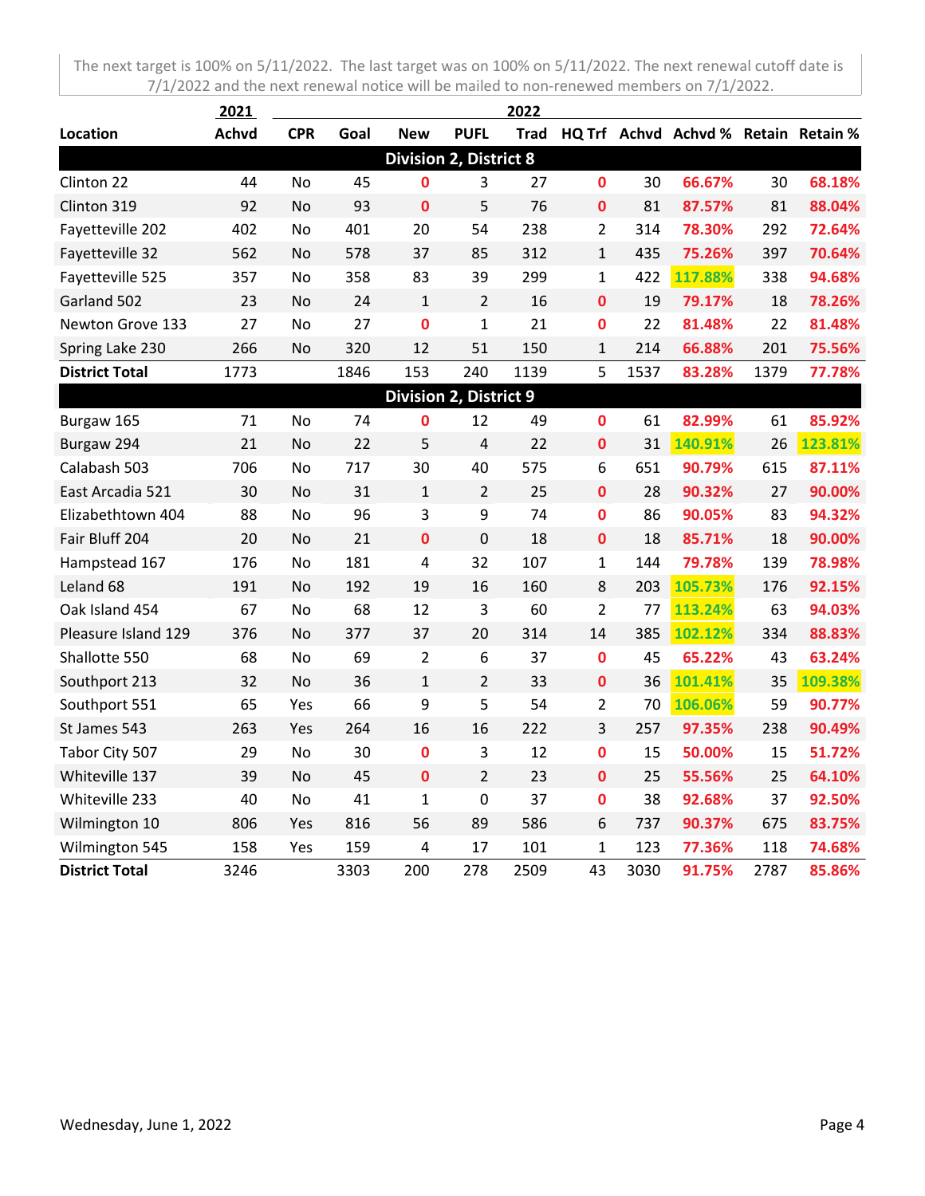The next target is 100% on 5/11/2022. The last target was on 100% on 5/11/2022. The next renewal cutoff date is 7/1/2022 and the next renewal notice will be mailed to non-renewed members on 7/1/2022.

| | 2021 | 2022 | | | | | | | | | |
|---|---|---|---|---|---|---|---|---|---|---|---|
| Location | Achvd | CPR | Goal | New | PUFL | Trad | HQ Trf | Achvd | Achvd % | Retain | Retain % |
| **Division 2, District 8** | | | | | | | | | | | |
| Clinton 22 | 44 | No | 45 | 0 | 3 | 27 | 0 | 30 | 66.67% | 30 | 68.18% |
| Clinton 319 | 92 | No | 93 | 0 | 5 | 76 | 0 | 81 | 87.57% | 81 | 88.04% |
| Fayetteville 202 | 402 | No | 401 | 20 | 54 | 238 | 2 | 314 | 78.30% | 292 | 72.64% |
| Fayetteville 32 | 562 | No | 578 | 37 | 85 | 312 | 1 | 435 | 75.26% | 397 | 70.64% |
| Fayetteville 525 | 357 | No | 358 | 83 | 39 | 299 | 1 | 422 | 117.88% | 338 | 94.68% |
| Garland 502 | 23 | No | 24 | 1 | 2 | 16 | 0 | 19 | 79.17% | 18 | 78.26% |
| Newton Grove 133 | 27 | No | 27 | 0 | 1 | 21 | 0 | 22 | 81.48% | 22 | 81.48% |
| Spring Lake 230 | 266 | No | 320 | 12 | 51 | 150 | 1 | 214 | 66.88% | 201 | 75.56% |
| **District Total** | 1773 | | 1846 | 153 | 240 | 1139 | 5 | 1537 | 83.28% | 1379 | 77.78% |
| **Division 2, District 9** | | | | | | | | | | | |
| Burgaw 165 | 71 | No | 74 | 0 | 12 | 49 | 0 | 61 | 82.99% | 61 | 85.92% |
| Burgaw 294 | 21 | No | 22 | 5 | 4 | 22 | 0 | 31 | 140.91% | 26 | 123.81% |
| Calabash 503 | 706 | No | 717 | 30 | 40 | 575 | 6 | 651 | 90.79% | 615 | 87.11% |
| East Arcadia 521 | 30 | No | 31 | 1 | 2 | 25 | 0 | 28 | 90.32% | 27 | 90.00% |
| Elizabethtown 404 | 88 | No | 96 | 3 | 9 | 74 | 0 | 86 | 90.05% | 83 | 94.32% |
| Fair Bluff 204 | 20 | No | 21 | 0 | 0 | 18 | 0 | 18 | 85.71% | 18 | 90.00% |
| Hampstead 167 | 176 | No | 181 | 4 | 32 | 107 | 1 | 144 | 79.78% | 139 | 78.98% |
| Leland 68 | 191 | No | 192 | 19 | 16 | 160 | 8 | 203 | 105.73% | 176 | 92.15% |
| Oak Island 454 | 67 | No | 68 | 12 | 3 | 60 | 2 | 77 | 113.24% | 63 | 94.03% |
| Pleasure Island 129 | 376 | No | 377 | 37 | 20 | 314 | 14 | 385 | 102.12% | 334 | 88.83% |
| Shallotte 550 | 68 | No | 69 | 2 | 6 | 37 | 0 | 45 | 65.22% | 43 | 63.24% |
| Southport 213 | 32 | No | 36 | 1 | 2 | 33 | 0 | 36 | 101.41% | 35 | 109.38% |
| Southport 551 | 65 | Yes | 66 | 9 | 5 | 54 | 2 | 70 | 106.06% | 59 | 90.77% |
| St James 543 | 263 | Yes | 264 | 16 | 16 | 222 | 3 | 257 | 97.35% | 238 | 90.49% |
| Tabor City 507 | 29 | No | 30 | 0 | 3 | 12 | 0 | 15 | 50.00% | 15 | 51.72% |
| Whiteville 137 | 39 | No | 45 | 0 | 2 | 23 | 0 | 25 | 55.56% | 25 | 64.10% |
| Whiteville 233 | 40 | No | 41 | 1 | 0 | 37 | 0 | 38 | 92.68% | 37 | 92.50% |
| Wilmington 10 | 806 | Yes | 816 | 56 | 89 | 586 | 6 | 737 | 90.37% | 675 | 83.75% |
| Wilmington 545 | 158 | Yes | 159 | 4 | 17 | 101 | 1 | 123 | 77.36% | 118 | 74.68% |
| **District Total** | 3246 | | 3303 | 200 | 278 | 2509 | 43 | 3030 | 91.75% | 2787 | 85.86% |

Wednesday, June 1, 2022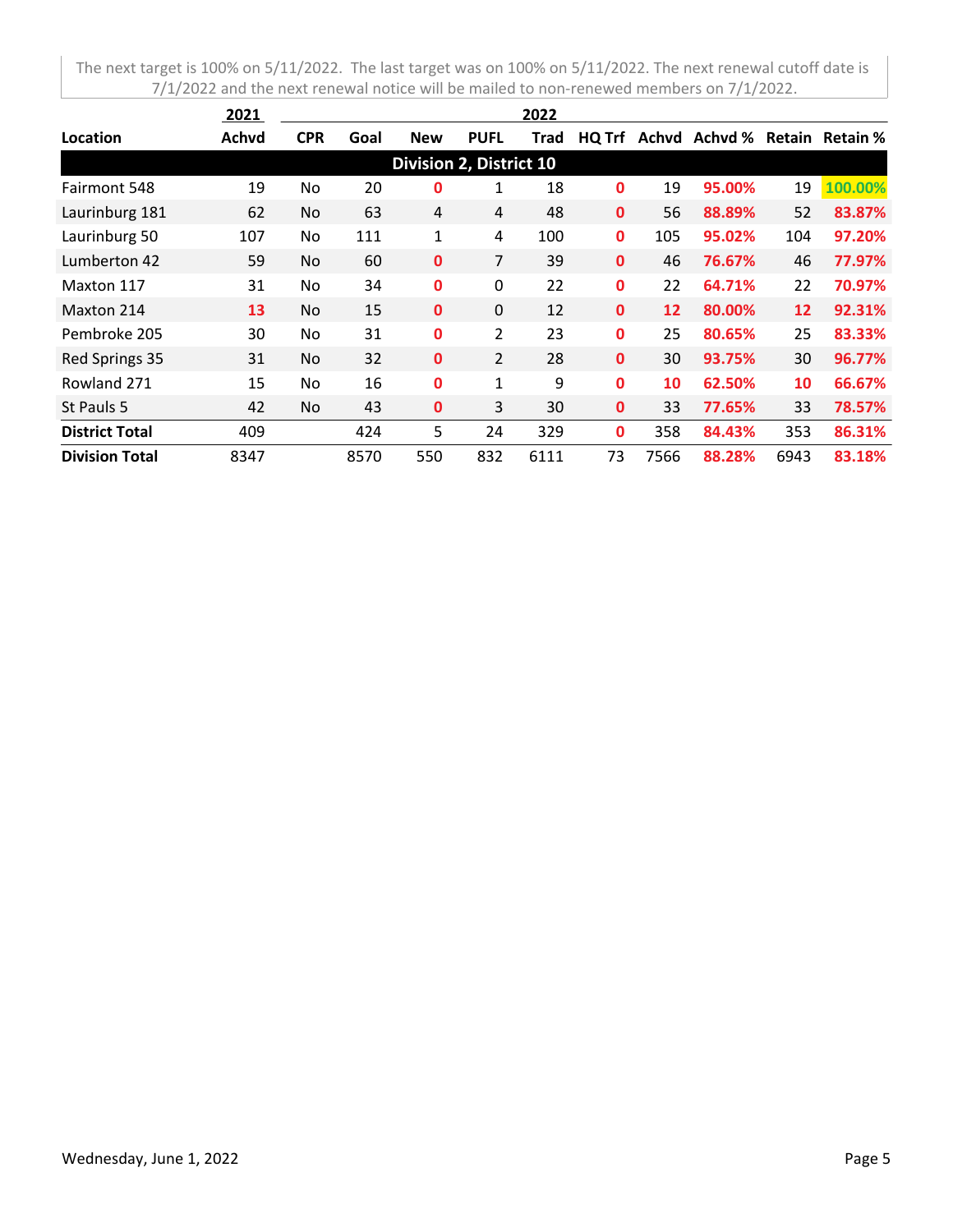The next target is 100% on 5/11/2022. The last target was on 100% on 5/11/2022. The next renewal cutoff date is 7/1/2022 and the next renewal notice will be mailed to non-renewed members on 7/1/2022.

| | 2021 | 2022 | | | | | | | | | |
|---|---|---|---|---|---|---|---|---|---|---|---|
| **Location** | **Achvd** | **CPR** | **Goal** | **New** | **PUFL** | **Trad** | **HQ Trf** | **Achvd** | **Achvd %** | **Retain** | **Retain %** |
| **Division 2, District 10** | | | | | | | | | | | |
| Fairmont 548 | 19 | No | 20 | 0 | 1 | 18 | 0 | 19 | 95.00% | 19 | 100.00% |
| Laurinburg 181 | 62 | No | 63 | 4 | 4 | 48 | 0 | 56 | 88.89% | 52 | 83.87% |
| Laurinburg 50 | 107 | No | 111 | 1 | 4 | 100 | 0 | 105 | 95.02% | 104 | 97.20% |
| Lumberton 42 | 59 | No | 60 | 0 | 7 | 39 | 0 | 46 | 76.67% | 46 | 77.97% |
| Maxton 117 | 31 | No | 34 | 0 | 0 | 22 | 0 | 22 | 64.71% | 22 | 70.97% |
| Maxton 214 | 13 | No | 15 | 0 | 0 | 12 | 0 | 12 | 80.00% | 12 | 92.31% |
| Pembroke 205 | 30 | No | 31 | 0 | 2 | 23 | 0 | 25 | 80.65% | 25 | 83.33% |
| Red Springs 35 | 31 | No | 32 | 0 | 2 | 28 | 0 | 30 | 93.75% | 30 | 96.77% |
| Rowland 271 | 15 | No | 16 | 0 | 1 | 9 | 0 | 10 | 62.50% | 10 | 66.67% |
| St Pauls 5 | 42 | No | 43 | 0 | 3 | 30 | 0 | 33 | 77.65% | 33 | 78.57% |
| **District Total** | 409 | | 424 | 5 | 24 | 329 | 0 | 358 | 84.43% | 353 | 86.31% |
| **Division Total** | 8347 | | 8570 | 550 | 832 | 6111 | 73 | 7566 | 88.28% | 6943 | 83.18% |

Wednesday, June 1, 2022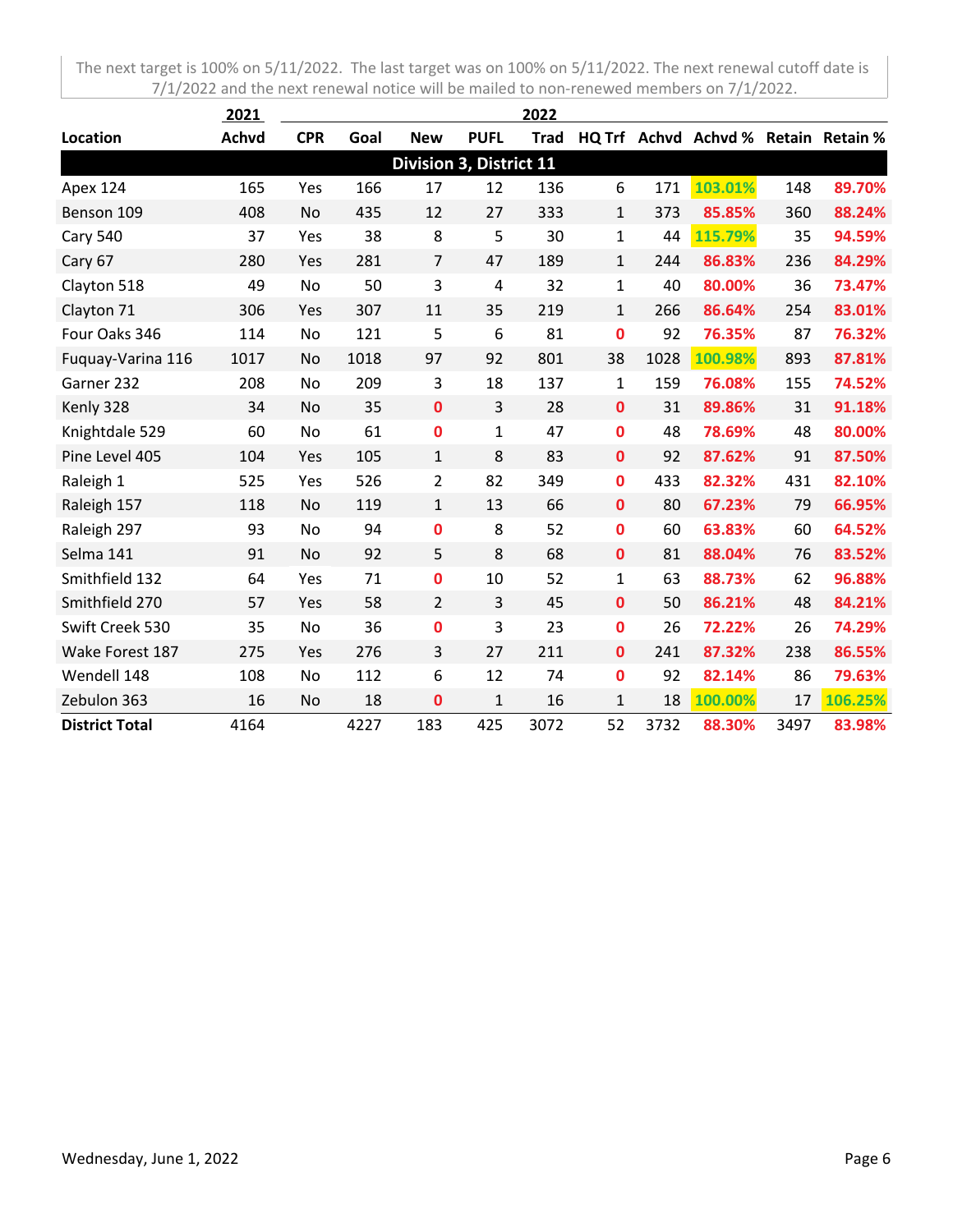The next target is 100% on 5/11/2022. The last target was on 100% on 5/11/2022. The next renewal cutoff date is 7/1/2022 and the next renewal notice will be mailed to non-renewed members on 7/1/2022.

| | 2021 | 2022 | | | | | | | | | |
|---|---|---|---|---|---|---|---|---|---|---|---|
| **Location** | **Achvd** | **CPR** | **Goal** | **New** | **PUFL** | **Trad** | **HQ Trf** | **Achvd** | **Achvd %** | **Retain** | **Retain %** |
| **Division 3, District 11** | | | | | | | | | | | |
| Apex 124 | 165 | Yes | 166 | 17 | 12 | 136 | 6 | 171 | 103.01% | 148 | 89.70% |
| Benson 109 | 408 | No | 435 | 12 | 27 | 333 | 1 | 373 | 85.85% | 360 | 88.24% |
| Cary 540 | 37 | Yes | 38 | 8 | 5 | 30 | 1 | 44 | 115.79% | 35 | 94.59% |
| Cary 67 | 280 | Yes | 281 | 7 | 47 | 189 | 1 | 244 | 86.83% | 236 | 84.29% |
| Clayton 518 | 49 | No | 50 | 3 | 4 | 32 | 1 | 40 | 80.00% | 36 | 73.47% |
| Clayton 71 | 306 | Yes | 307 | 11 | 35 | 219 | 1 | 266 | 86.64% | 254 | 83.01% |
| Four Oaks 346 | 114 | No | 121 | 5 | 6 | 81 | 0 | 92 | 76.35% | 87 | 76.32% |
| Fuquay-Varina 116 | 1017 | No | 1018 | 97 | 92 | 801 | 38 | 1028 | 100.98% | 893 | 87.81% |
| Garner 232 | 208 | No | 209 | 3 | 18 | 137 | 1 | 159 | 76.08% | 155 | 74.52% |
| Kenly 328 | 34 | No | 35 | 0 | 3 | 28 | 0 | 31 | 89.86% | 31 | 91.18% |
| Knightdale 529 | 60 | No | 61 | 0 | 1 | 47 | 0 | 48 | 78.69% | 48 | 80.00% |
| Pine Level 405 | 104 | Yes | 105 | 1 | 8 | 83 | 0 | 92 | 87.62% | 91 | 87.50% |
| Raleigh 1 | 525 | Yes | 526 | 2 | 82 | 349 | 0 | 433 | 82.32% | 431 | 82.10% |
| Raleigh 157 | 118 | No | 119 | 1 | 13 | 66 | 0 | 80 | 67.23% | 79 | 66.95% |
| Raleigh 297 | 93 | No | 94 | 0 | 8 | 52 | 0 | 60 | 63.83% | 60 | 64.52% |
| Selma 141 | 91 | No | 92 | 5 | 8 | 68 | 0 | 81 | 88.04% | 76 | 83.52% |
| Smithfield 132 | 64 | Yes | 71 | 0 | 10 | 52 | 1 | 63 | 88.73% | 62 | 96.88% |
| Smithfield 270 | 57 | Yes | 58 | 2 | 3 | 45 | 0 | 50 | 86.21% | 48 | 84.21% |
| Swift Creek 530 | 35 | No | 36 | 0 | 3 | 23 | 0 | 26 | 72.22% | 26 | 74.29% |
| Wake Forest 187 | 275 | Yes | 276 | 3 | 27 | 211 | 0 | 241 | 87.32% | 238 | 86.55% |
| Wendell 148 | 108 | No | 112 | 6 | 12 | 74 | 0 | 92 | 82.14% | 86 | 79.63% |
| Zebulon 363 | 16 | No | 18 | 0 | 1 | 16 | 1 | 18 | 100.00% | 17 | 106.25% |
| **District Total** | 4164 | | 4227 | 183 | 425 | 3072 | 52 | 3732 | 88.30% | 3497 | 83.98% |

Wednesday, June 1, 2022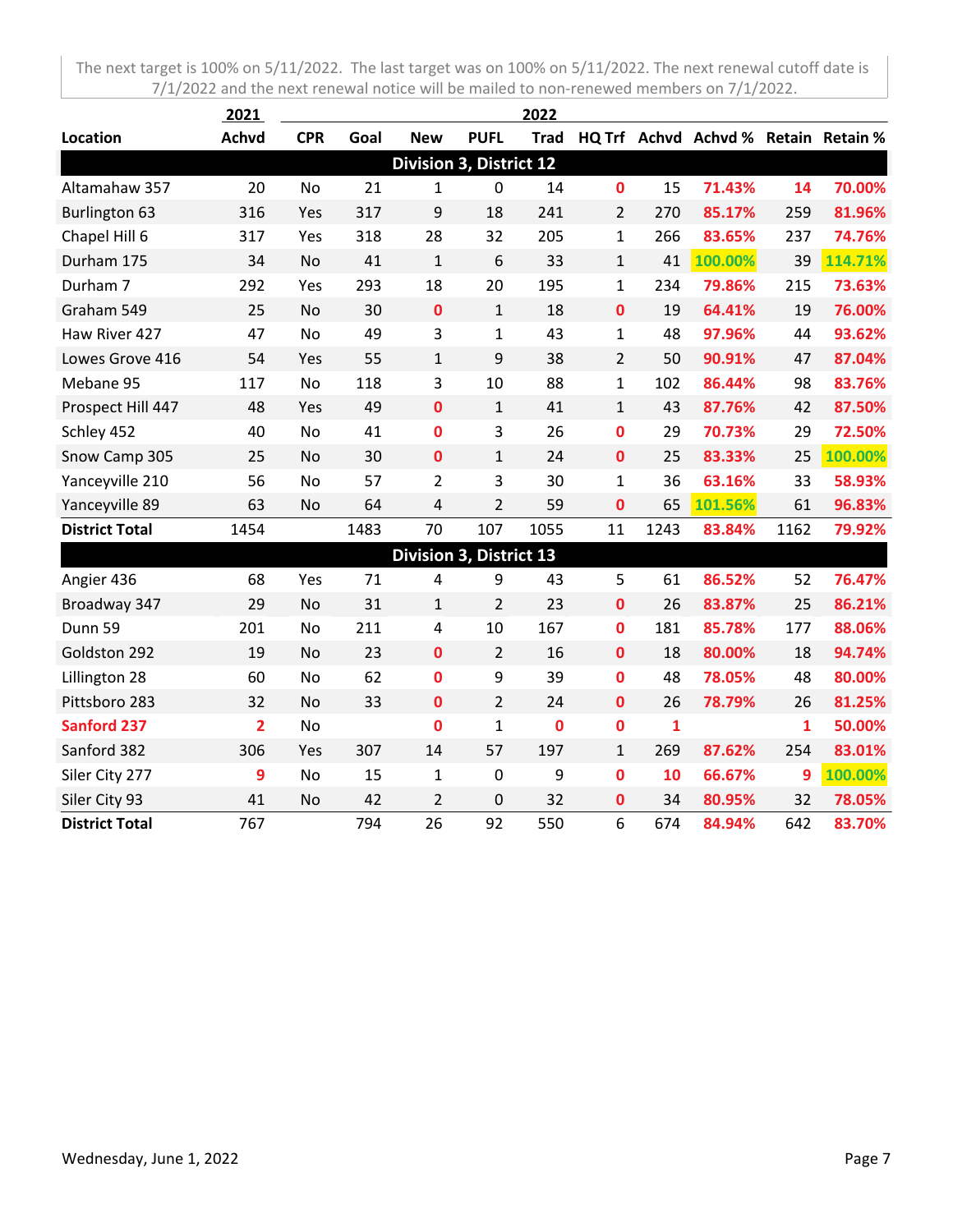The next target is 100% on 5/11/2022. The last target was on 100% on 5/11/2022. The next renewal cutoff date is 7/1/2022 and the next renewal notice will be mailed to non-renewed members on 7/1/2022.

| | 2021 | 2022 | | | | | | | | | |
|---|---|---|---|---|---|---|---|---|---|---|---|
| **Location** | **Achvd** | **CPR** | **Goal** | **New** | **PUFL** | **Trad** | **HQ Trf** | **Achvd** | **Achvd %** | **Retain** | **Retain %** |
| **Division 3, District 12** | | | | | | | | | | | |
| Altamahaw 357 | 20 | No | 21 | 1 | 0 | 14 | 0 | 15 | 71.43% | 14 | 70.00% |
| Burlington 63 | 316 | Yes | 317 | 9 | 18 | 241 | 2 | 270 | 85.17% | 259 | 81.96% |
| Chapel Hill 6 | 317 | Yes | 318 | 28 | 32 | 205 | 1 | 266 | 83.65% | 237 | 74.76% |
| Durham 175 | 34 | No | 41 | 1 | 6 | 33 | 1 | 41 | 100.00% | 39 | 114.71% |
| Durham 7 | 292 | Yes | 293 | 18 | 20 | 195 | 1 | 234 | 79.86% | 215 | 73.63% |
| Graham 549 | 25 | No | 30 | 0 | 1 | 18 | 0 | 19 | 64.41% | 19 | 76.00% |
| Haw River 427 | 47 | No | 49 | 3 | 1 | 43 | 1 | 48 | 97.96% | 44 | 93.62% |
| Lowes Grove 416 | 54 | Yes | 55 | 1 | 9 | 38 | 2 | 50 | 90.91% | 47 | 87.04% |
| Mebane 95 | 117 | No | 118 | 3 | 10 | 88 | 1 | 102 | 86.44% | 98 | 83.76% |
| Prospect Hill 447 | 48 | Yes | 49 | 0 | 1 | 41 | 1 | 43 | 87.76% | 42 | 87.50% |
| Schley 452 | 40 | No | 41 | 0 | 3 | 26 | 0 | 29 | 70.73% | 29 | 72.50% |
| Snow Camp 305 | 25 | No | 30 | 0 | 1 | 24 | 0 | 25 | 83.33% | 25 | 100.00% |
| Yanceyville 210 | 56 | No | 57 | 2 | 3 | 30 | 1 | 36 | 63.16% | 33 | 58.93% |
| Yanceyville 89 | 63 | No | 64 | 4 | 2 | 59 | 0 | 65 | 101.56% | 61 | 96.83% |
| **District Total** | 1454 | | 1483 | 70 | 107 | 1055 | 11 | 1243 | 83.84% | 1162 | 79.92% |
| **Division 3, District 13** | | | | | | | | | | | |
| Angier 436 | 68 | Yes | 71 | 4 | 9 | 43 | 5 | 61 | 86.52% | 52 | 76.47% |
| Broadway 347 | 29 | No | 31 | 1 | 2 | 23 | 0 | 26 | 83.87% | 25 | 86.21% |
| Dunn 59 | 201 | No | 211 | 4 | 10 | 167 | 0 | 181 | 85.78% | 177 | 88.06% |
| Goldston 292 | 19 | No | 23 | 0 | 2 | 16 | 0 | 18 | 80.00% | 18 | 94.74% |
| Lillington 28 | 60 | No | 62 | 0 | 9 | 39 | 0 | 48 | 78.05% | 48 | 80.00% |
| Pittsboro 283 | 32 | No | 33 | 0 | 2 | 24 | 0 | 26 | 78.79% | 26 | 81.25% |
| Sanford 237 | 2 | No | | 0 | 1 | 0 | 0 | 1 | | 1 | 50.00% |
| Sanford 382 | 306 | Yes | 307 | 14 | 57 | 197 | 1 | 269 | 87.62% | 254 | 83.01% |
| Siler City 277 | 9 | No | 15 | 1 | 0 | 9 | 0 | 10 | 66.67% | 9 | 100.00% |
| Siler City 93 | 41 | No | 42 | 2 | 0 | 32 | 0 | 34 | 80.95% | 32 | 78.05% |
| **District Total** | 767 | | 794 | 26 | 92 | 550 | 6 | 674 | 84.94% | 642 | 83.70% |

Wednesday, June 1, 2022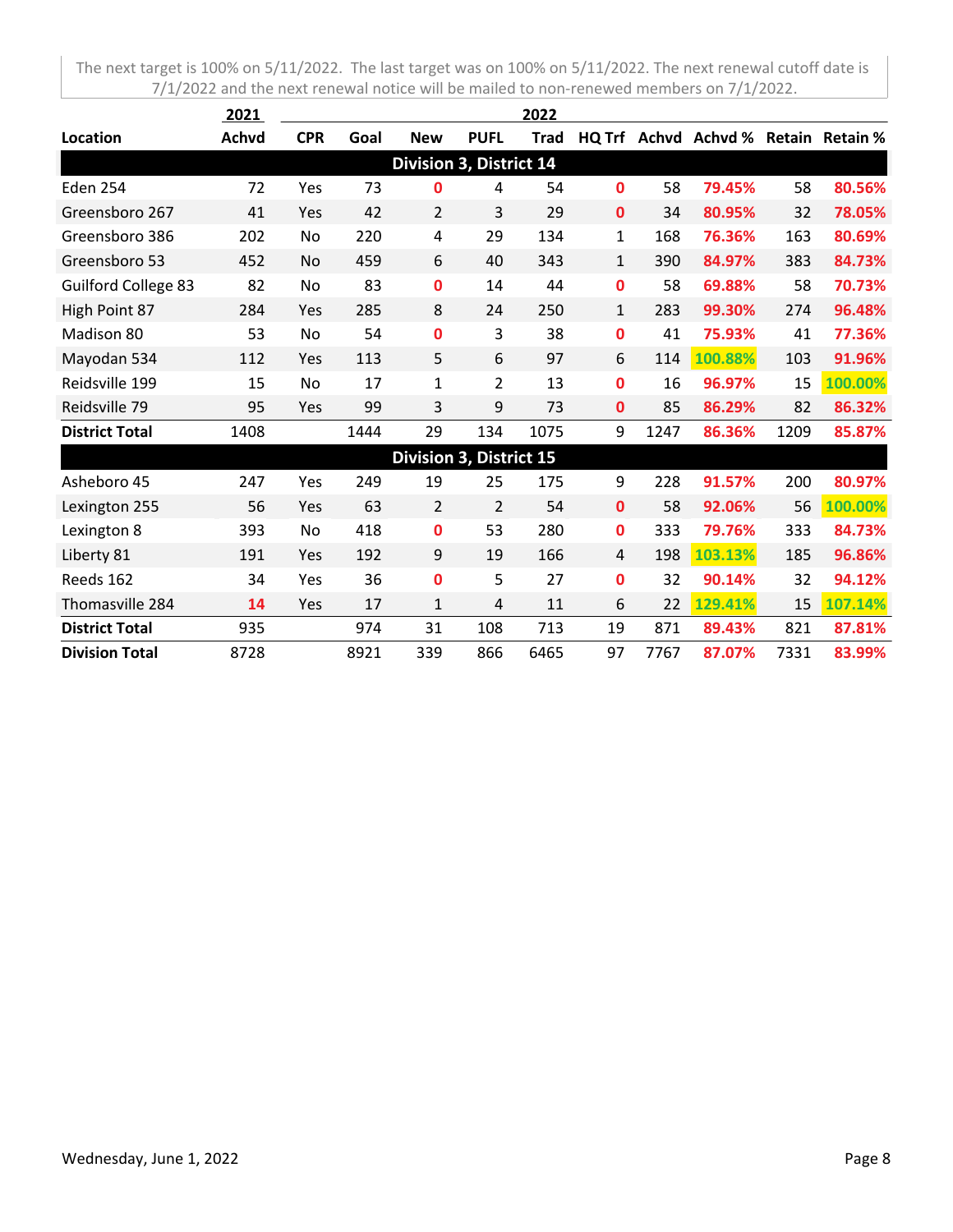The next target is 100% on 5/11/2022. The last target was on 100% on 5/11/2022. The next renewal cutoff date is 7/1/2022 and the next renewal notice will be mailed to non-renewed members on 7/1/2022.

| | 2021 | 2022 | | | | | | | | | |
|---|---|---|---|---|---|---|---|---|---|---|---|
| **Location** | **Achvd** | **CPR** | **Goal** | **New** | **PUFL** | **Trad** | **HQ Trf** | **Achvd** | **Achvd %** | **Retain** | **Retain %** |
| **Division 3, District 14** | | | | | | | | | | | |
| Eden 254 | 72 | Yes | 73 | 0 | 4 | 54 | 0 | 58 | 79.45% | 58 | 80.56% |
| Greensboro 267 | 41 | Yes | 42 | 2 | 3 | 29 | 0 | 34 | 80.95% | 32 | 78.05% |
| Greensboro 386 | 202 | No | 220 | 4 | 29 | 134 | 1 | 168 | 76.36% | 163 | 80.69% |
| Greensboro 53 | 452 | No | 459 | 6 | 40 | 343 | 1 | 390 | 84.97% | 383 | 84.73% |
| Guilford College 83 | 82 | No | 83 | 0 | 14 | 44 | 0 | 58 | 69.88% | 58 | 70.73% |
| High Point 87 | 284 | Yes | 285 | 8 | 24 | 250 | 1 | 283 | 99.30% | 274 | 96.48% |
| Madison 80 | 53 | No | 54 | 0 | 3 | 38 | 0 | 41 | 75.93% | 41 | 77.36% |
| Mayodan 534 | 112 | Yes | 113 | 5 | 6 | 97 | 6 | 114 | 100.88% | 103 | 91.96% |
| Reidsville 199 | 15 | No | 17 | 1 | 2 | 13 | 0 | 16 | 96.97% | 15 | 100.00% |
| Reidsville 79 | 95 | Yes | 99 | 3 | 9 | 73 | 0 | 85 | 86.29% | 82 | 86.32% |
| **District Total** | 1408 | | 1444 | 29 | 134 | 1075 | 9 | 1247 | 86.36% | 1209 | 85.87% |
| **Division 3, District 15** | | | | | | | | | | | |
| Asheboro 45 | 247 | Yes | 249 | 19 | 25 | 175 | 9 | 228 | 91.57% | 200 | 80.97% |
| Lexington 255 | 56 | Yes | 63 | 2 | 2 | 54 | 0 | 58 | 92.06% | 56 | 100.00% |
| Lexington 8 | 393 | No | 418 | 0 | 53 | 280 | 0 | 333 | 79.76% | 333 | 84.73% |
| Liberty 81 | 191 | Yes | 192 | 9 | 19 | 166 | 4 | 198 | 103.13% | 185 | 96.86% |
| Reeds 162 | 34 | Yes | 36 | 0 | 5 | 27 | 0 | 32 | 90.14% | 32 | 94.12% |
| Thomasville 284 | 14 | Yes | 17 | 1 | 4 | 11 | 6 | 22 | 129.41% | 15 | 107.14% |
| **District Total** | 935 | | 974 | 31 | 108 | 713 | 19 | 871 | 89.43% | 821 | 87.81% |
| **Division Total** | 8728 | | 8921 | 339 | 866 | 6465 | 97 | 7767 | 87.07% | 7331 | 83.99% |

Wednesday, June 1, 2022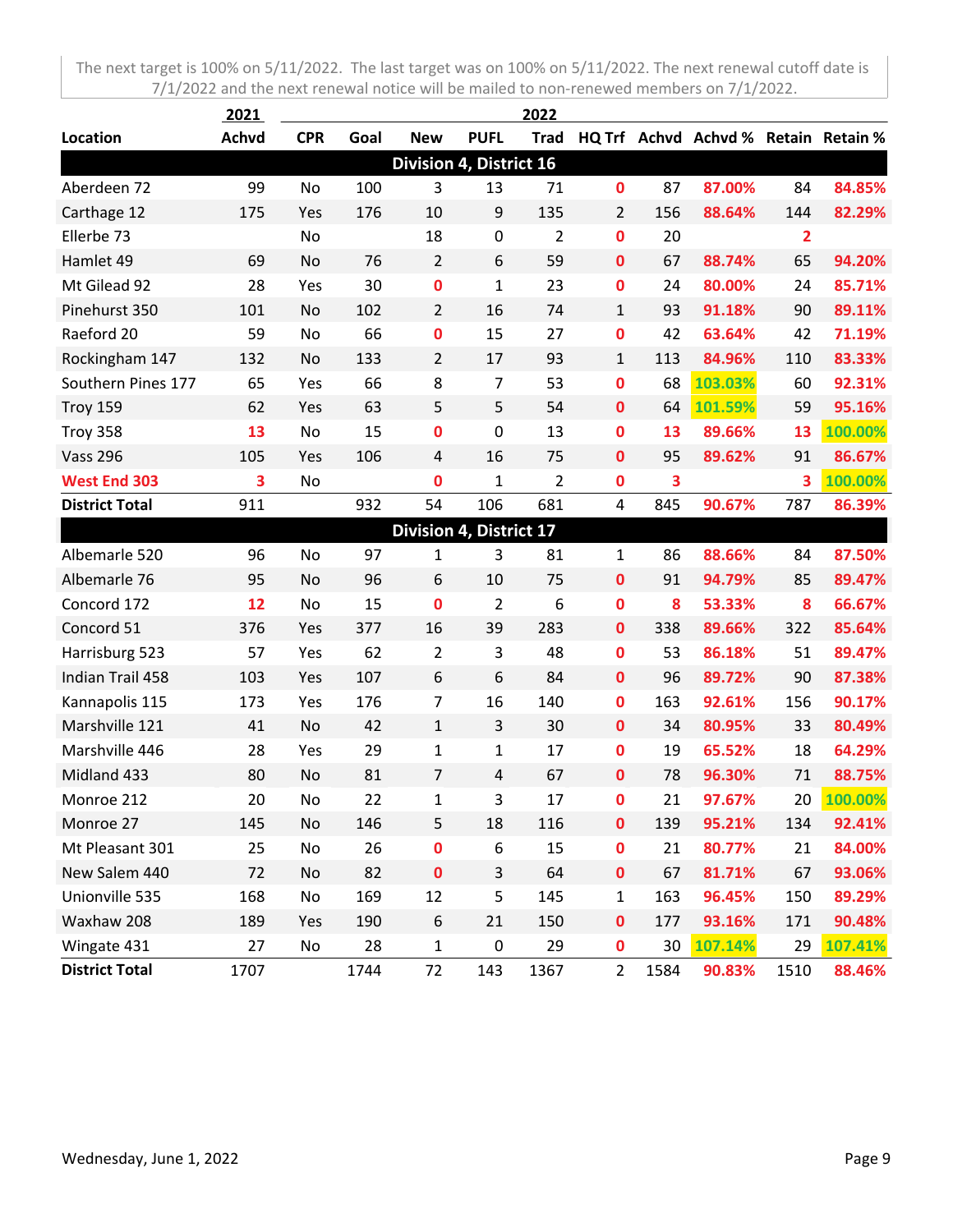The next target is 100% on 5/11/2022. The last target was on 100% on 5/11/2022. The next renewal cutoff date is 7/1/2022 and the next renewal notice will be mailed to non-renewed members on 7/1/2022.

| | 2021 | 2022 | | | | | | | | | |
|---|---|---|---|---|---|---|---|---|---|---|---|
| **Location** | **Achvd** | **CPR** | **Goal** | **New** | **PUFL** | **Trad** | **HQ Trf** | **Achvd** | **Achvd %** | **Retain** | **Retain %** |
| **Division 4, District 16** | | | | | | | | | | | |
| Aberdeen 72 | 99 | No | 100 | 3 | 13 | 71 | 0 | 87 | 87.00% | 84 | 84.85% |
| Carthage 12 | 175 | Yes | 176 | 10 | 9 | 135 | 2 | 156 | 88.64% | 144 | 82.29% |
| Ellerbe 73 | | No | | 18 | 0 | 2 | 0 | 20 | | 2 | |
| Hamlet 49 | 69 | No | 76 | 2 | 6 | 59 | 0 | 67 | 88.74% | 65 | 94.20% |
| Mt Gilead 92 | 28 | Yes | 30 | 0 | 1 | 23 | 0 | 24 | 80.00% | 24 | 85.71% |
| Pinehurst 350 | 101 | No | 102 | 2 | 16 | 74 | 1 | 93 | 91.18% | 90 | 89.11% |
| Raeford 20 | 59 | No | 66 | 0 | 15 | 27 | 0 | 42 | 63.64% | 42 | 71.19% |
| Rockingham 147 | 132 | No | 133 | 2 | 17 | 93 | 1 | 113 | 84.96% | 110 | 83.33% |
| Southern Pines 177 | 65 | Yes | 66 | 8 | 7 | 53 | 0 | 68 | 103.03% | 60 | 92.31% |
| Troy 159 | 62 | Yes | 63 | 5 | 5 | 54 | 0 | 64 | 101.59% | 59 | 95.16% |
| Troy 358 | 13 | No | 15 | 0 | 0 | 13 | 0 | 13 | 89.66% | 13 | 100.00% |
| Vass 296 | 105 | Yes | 106 | 4 | 16 | 75 | 0 | 95 | 89.62% | 91 | 86.67% |
| West End 303 | 3 | No | | 0 | 1 | 2 | 0 | 3 | | 3 | 100.00% |
| **District Total** | 911 | | 932 | 54 | 106 | 681 | 4 | 845 | 90.67% | 787 | 86.39% |
| **Division 4, District 17** | | | | | | | | | | | |
| Albemarle 520 | 96 | No | 97 | 1 | 3 | 81 | 1 | 86 | 88.66% | 84 | 87.50% |
| Albemarle 76 | 95 | No | 96 | 6 | 10 | 75 | 0 | 91 | 94.79% | 85 | 89.47% |
| Concord 172 | 12 | No | 15 | 0 | 2 | 6 | 0 | 8 | 53.33% | 8 | 66.67% |
| Concord 51 | 376 | Yes | 377 | 16 | 39 | 283 | 0 | 338 | 89.66% | 322 | 85.64% |
| Harrisburg 523 | 57 | Yes | 62 | 2 | 3 | 48 | 0 | 53 | 86.18% | 51 | 89.47% |
| Indian Trail 458 | 103 | Yes | 107 | 6 | 6 | 84 | 0 | 96 | 89.72% | 90 | 87.38% |
| Kannapolis 115 | 173 | Yes | 176 | 7 | 16 | 140 | 0 | 163 | 92.61% | 156 | 90.17% |
| Marshville 121 | 41 | No | 42 | 1 | 3 | 30 | 0 | 34 | 80.95% | 33 | 80.49% |
| Marshville 446 | 28 | Yes | 29 | 1 | 1 | 17 | 0 | 19 | 65.52% | 18 | 64.29% |
| Midland 433 | 80 | No | 81 | 7 | 4 | 67 | 0 | 78 | 96.30% | 71 | 88.75% |
| Monroe 212 | 20 | No | 22 | 1 | 3 | 17 | 0 | 21 | 97.67% | 20 | 100.00% |
| Monroe 27 | 145 | No | 146 | 5 | 18 | 116 | 0 | 139 | 95.21% | 134 | 92.41% |
| Mt Pleasant 301 | 25 | No | 26 | 0 | 6 | 15 | 0 | 21 | 80.77% | 21 | 84.00% |
| New Salem 440 | 72 | No | 82 | 0 | 3 | 64 | 0 | 67 | 81.71% | 67 | 93.06% |
| Unionville 535 | 168 | No | 169 | 12 | 5 | 145 | 1 | 163 | 96.45% | 150 | 89.29% |
| Waxhaw 208 | 189 | Yes | 190 | 6 | 21 | 150 | 0 | 177 | 93.16% | 171 | 90.48% |
| Wingate 431 | 27 | No | 28 | 1 | 0 | 29 | 0 | 30 | 107.14% | 29 | 107.41% |
| **District Total** | 1707 | | 1744 | 72 | 143 | 1367 | 2 | 1584 | 90.83% | 1510 | 88.46% |

Wednesday, June 1, 2022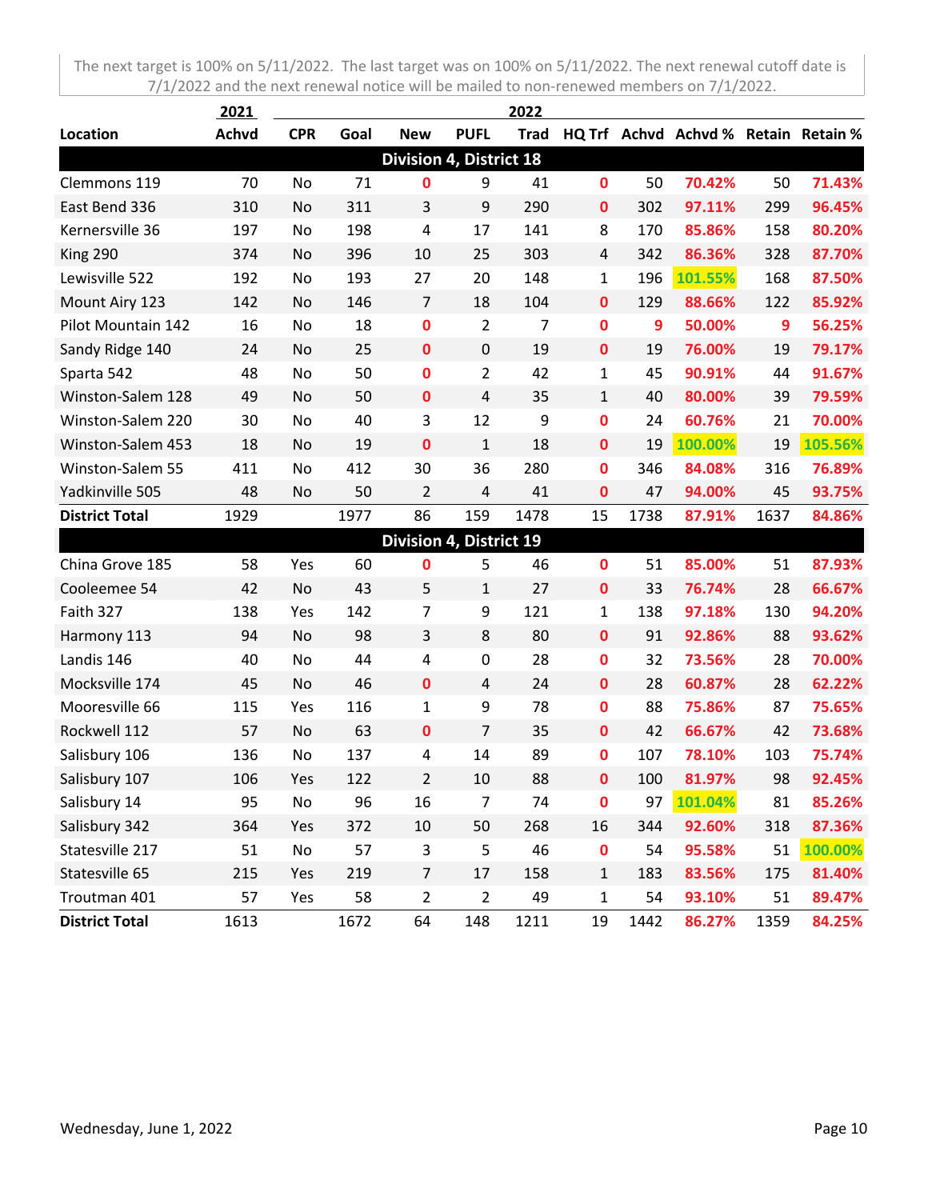The next target is 100% on 5/11/2022. The last target was on 100% on 5/11/2022. The next renewal cutoff date is 7/1/2022 and the next renewal notice will be mailed to non-renewed members on 7/1/2022.

| | 2021 | 2022 | | | | | | | | | |
|---|---|---|---|---|---|---|---|---|---|---|---|
| **Location** | **Achvd** | **CPR** | **Goal** | **New** | **PUFL** | **Trad** | **HQ Trf** | **Achvd** | **Achvd %** | **Retain** | **Retain %** |
| **Division 4, District 18** | | | | | | | | | | | |
| Clemmons 119 | 70 | No | 71 | 0 | 9 | 41 | 0 | 50 | 70.42% | 50 | 71.43% |
| East Bend 336 | 310 | No | 311 | 3 | 9 | 290 | 0 | 302 | 97.11% | 299 | 96.45% |
| Kernersville 36 | 197 | No | 198 | 4 | 17 | 141 | 8 | 170 | 85.86% | 158 | 80.20% |
| King 290 | 374 | No | 396 | 10 | 25 | 303 | 4 | 342 | 86.36% | 328 | 87.70% |
| Lewisville 522 | 192 | No | 193 | 27 | 20 | 148 | 1 | 196 | 101.55% | 168 | 87.50% |
| Mount Airy 123 | 142 | No | 146 | 7 | 18 | 104 | 0 | 129 | 88.66% | 122 | 85.92% |
| Pilot Mountain 142 | 16 | No | 18 | 0 | 2 | 7 | 0 | 9 | 50.00% | 9 | 56.25% |
| Sandy Ridge 140 | 24 | No | 25 | 0 | 0 | 19 | 0 | 19 | 76.00% | 19 | 79.17% |
| Sparta 542 | 48 | No | 50 | 0 | 2 | 42 | 1 | 45 | 90.91% | 44 | 91.67% |
| Winston-Salem 128 | 49 | No | 50 | 0 | 4 | 35 | 1 | 40 | 80.00% | 39 | 79.59% |
| Winston-Salem 220 | 30 | No | 40 | 3 | 12 | 9 | 0 | 24 | 60.76% | 21 | 70.00% |
| Winston-Salem 453 | 18 | No | 19 | 0 | 1 | 18 | 0 | 19 | 100.00% | 19 | 105.56% |
| Winston-Salem 55 | 411 | No | 412 | 30 | 36 | 280 | 0 | 346 | 84.08% | 316 | 76.89% |
| Yadkinville 505 | 48 | No | 50 | 2 | 4 | 41 | 0 | 47 | 94.00% | 45 | 93.75% |
| **District Total** | 1929 | | 1977 | 86 | 159 | 1478 | 15 | 1738 | 87.91% | 1637 | 84.86% |
| **Division 4, District 19** | | | | | | | | | | | |
| China Grove 185 | 58 | Yes | 60 | 0 | 5 | 46 | 0 | 51 | 85.00% | 51 | 87.93% |
| Cooleemee 54 | 42 | No | 43 | 5 | 1 | 27 | 0 | 33 | 76.74% | 28 | 66.67% |
| Faith 327 | 138 | Yes | 142 | 7 | 9 | 121 | 1 | 138 | 97.18% | 130 | 94.20% |
| Harmony 113 | 94 | No | 98 | 3 | 8 | 80 | 0 | 91 | 92.86% | 88 | 93.62% |
| Landis 146 | 40 | No | 44 | 4 | 0 | 28 | 0 | 32 | 73.56% | 28 | 70.00% |
| Mocksville 174 | 45 | No | 46 | 0 | 4 | 24 | 0 | 28 | 60.87% | 28 | 62.22% |
| Mooresville 66 | 115 | Yes | 116 | 1 | 9 | 78 | 0 | 88 | 75.86% | 87 | 75.65% |
| Rockwell 112 | 57 | No | 63 | 0 | 7 | 35 | 0 | 42 | 66.67% | 42 | 73.68% |
| Salisbury 106 | 136 | No | 137 | 4 | 14 | 89 | 0 | 107 | 78.10% | 103 | 75.74% |
| Salisbury 107 | 106 | Yes | 122 | 2 | 10 | 88 | 0 | 100 | 81.97% | 98 | 92.45% |
| Salisbury 14 | 95 | No | 96 | 16 | 7 | 74 | 0 | 97 | 101.04% | 81 | 85.26% |
| Salisbury 342 | 364 | Yes | 372 | 10 | 50 | 268 | 16 | 344 | 92.60% | 318 | 87.36% |
| Statesville 217 | 51 | No | 57 | 3 | 5 | 46 | 0 | 54 | 95.58% | 51 | 100.00% |
| Statesville 65 | 215 | Yes | 219 | 7 | 17 | 158 | 1 | 183 | 83.56% | 175 | 81.40% |
| Troutman 401 | 57 | Yes | 58 | 2 | 2 | 49 | 1 | 54 | 93.10% | 51 | 89.47% |
| **District Total** | 1613 | | 1672 | 64 | 148 | 1211 | 19 | 1442 | 86.27% | 1359 | 84.25% |

Wednesday, June 1, 2022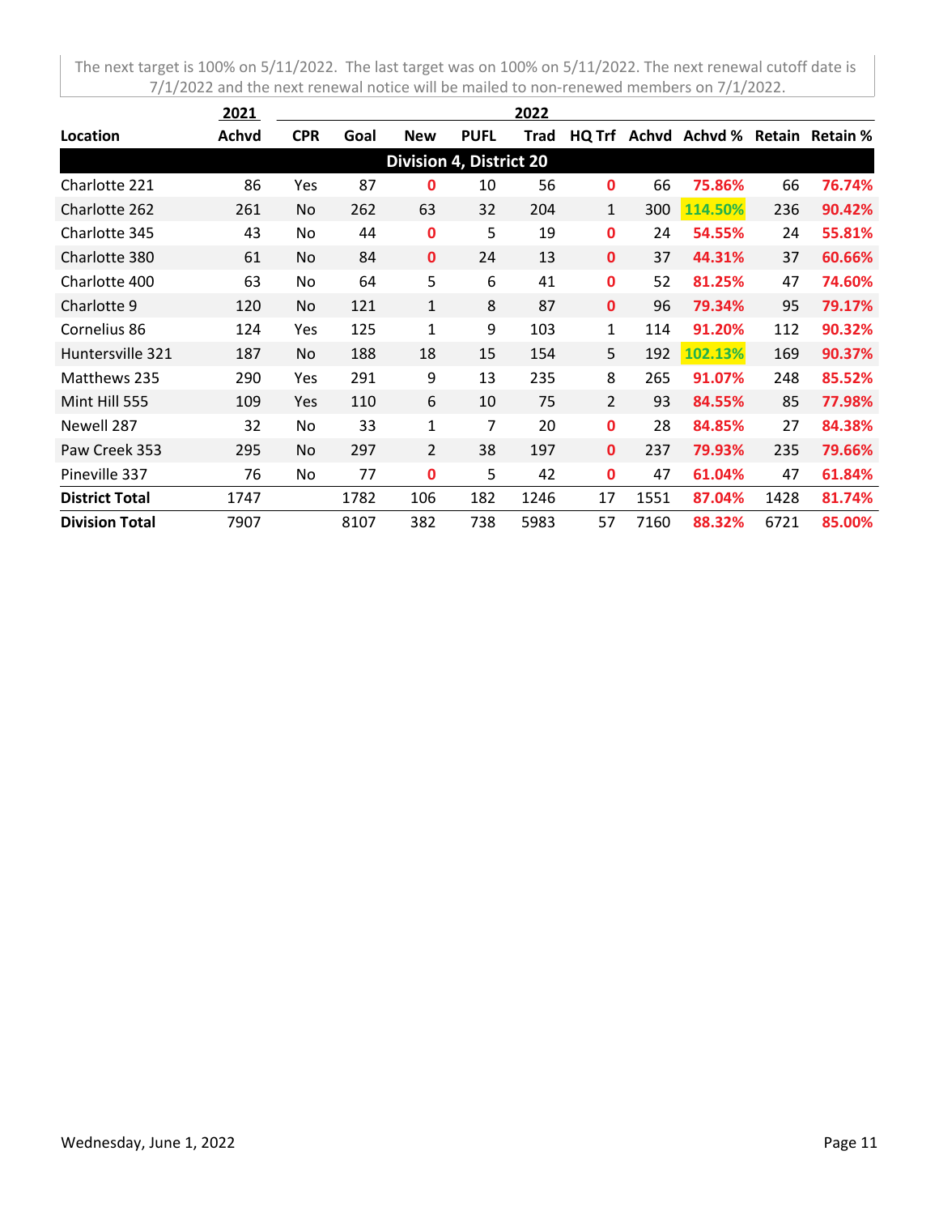The next target is 100% on 5/11/2022. The last target was on 100% on 5/11/2022. The next renewal cutoff date is 7/1/2022 and the next renewal notice will be mailed to non-renewed members on 7/1/2022.

| | 2021 | 2022 | | | | | | | | | |
|---|---|---|---|---|---|---|---|---|---|---|---|
| **Location** | **Achvd** | **CPR** | **Goal** | **New** | **PUFL** | **Trad** | **HQ Trf** | **Achvd** | **Achvd %** | **Retain** | **Retain %** |
| **Division 4, District 20** | | | | | | | | | | | |
| Charlotte 221 | 86 | Yes | 87 | 0 | 10 | 56 | 0 | 66 | 75.86% | 66 | 76.74% |
| Charlotte 262 | 261 | No | 262 | 63 | 32 | 204 | 1 | 300 | 114.50% | 236 | 90.42% |
| Charlotte 345 | 43 | No | 44 | 0 | 5 | 19 | 0 | 24 | 54.55% | 24 | 55.81% |
| Charlotte 380 | 61 | No | 84 | 0 | 24 | 13 | 0 | 37 | 44.31% | 37 | 60.66% |
| Charlotte 400 | 63 | No | 64 | 5 | 6 | 41 | 0 | 52 | 81.25% | 47 | 74.60% |
| Charlotte 9 | 120 | No | 121 | 1 | 8 | 87 | 0 | 96 | 79.34% | 95 | 79.17% |
| Cornelius 86 | 124 | Yes | 125 | 1 | 9 | 103 | 1 | 114 | 91.20% | 112 | 90.32% |
| Huntersville 321 | 187 | No | 188 | 18 | 15 | 154 | 5 | 192 | 102.13% | 169 | 90.37% |
| Matthews 235 | 290 | Yes | 291 | 9 | 13 | 235 | 8 | 265 | 91.07% | 248 | 85.52% |
| Mint Hill 555 | 109 | Yes | 110 | 6 | 10 | 75 | 2 | 93 | 84.55% | 85 | 77.98% |
| Newell 287 | 32 | No | 33 | 1 | 7 | 20 | 0 | 28 | 84.85% | 27 | 84.38% |
| Paw Creek 353 | 295 | No | 297 | 2 | 38 | 197 | 0 | 237 | 79.93% | 235 | 79.66% |
| Pineville 337 | 76 | No | 77 | 0 | 5 | 42 | 0 | 47 | 61.04% | 47 | 61.84% |
| **District Total** | 1747 | | 1782 | 106 | 182 | 1246 | 17 | 1551 | 87.04% | 1428 | 81.74% |
| **Division Total** | 7907 | | 8107 | 382 | 738 | 5983 | 57 | 7160 | 88.32% | 6721 | 85.00% |

Wednesday, June 1, 2022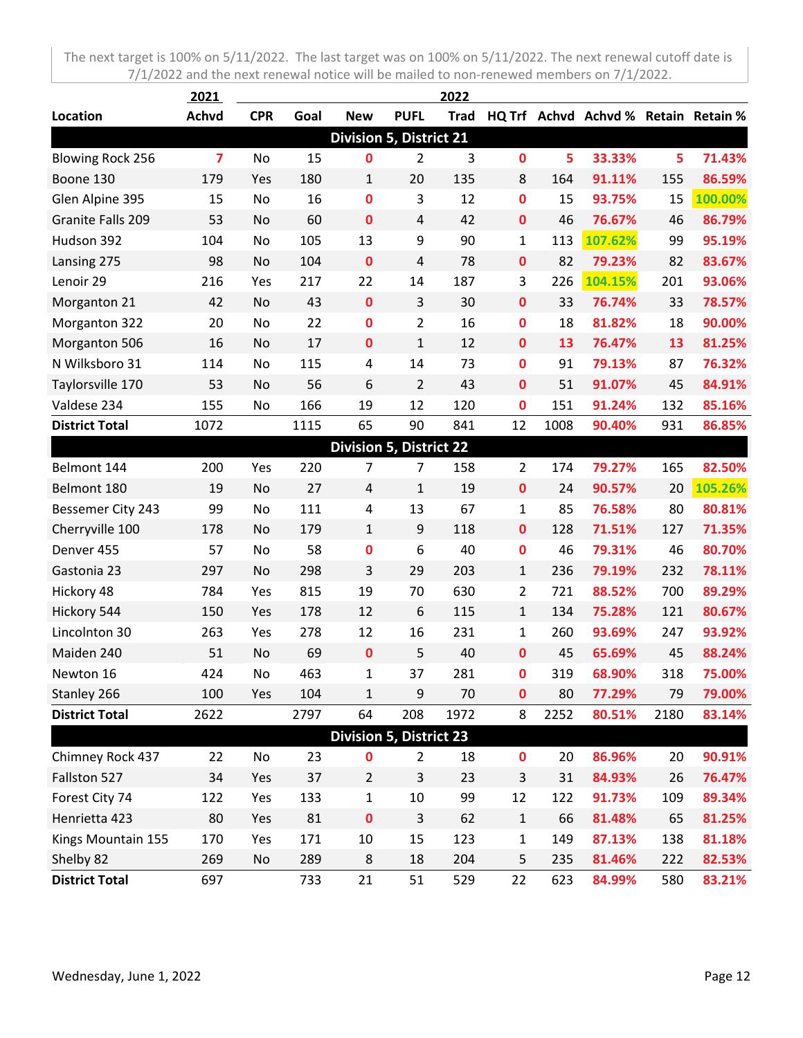The next target is 100% on 5/11/2022. The last target was on 100% on 5/11/2022. The next renewal cutoff date is 7/1/2022 and the next renewal notice will be mailed to non-renewed members on 7/1/2022.

| | 2021 | 2022 | | | | | | | | | |
|---|---|---|---|---|---|---|---|---|---|---|---|
| **Location** | **Achvd** | **CPR** | **Goal** | **New** | **PUFL** | **Trad** | **HQ Trf** | **Achvd** | **Achvd %** | **Retain** | **Retain %** |
| **Division 5, District 21** | | | | | | | | | | | |
| Blowing Rock 256 | 7 | No | 15 | 0 | 2 | 3 | 0 | 5 | 33.33% | 5 | 71.43% |
| Boone 130 | 179 | Yes | 180 | 1 | 20 | 135 | 8 | 164 | 91.11% | 155 | 86.59% |
| Glen Alpine 395 | 15 | No | 16 | 0 | 3 | 12 | 0 | 15 | 93.75% | 15 | 100.00% |
| Granite Falls 209 | 53 | No | 60 | 0 | 4 | 42 | 0 | 46 | 76.67% | 46 | 86.79% |
| Hudson 392 | 104 | No | 105 | 13 | 9 | 90 | 1 | 113 | 107.62% | 99 | 95.19% |
| Lansing 275 | 98 | No | 104 | 0 | 4 | 78 | 0 | 82 | 79.23% | 82 | 83.67% |
| Lenoir 29 | 216 | Yes | 217 | 22 | 14 | 187 | 3 | 226 | 104.15% | 201 | 93.06% |
| Morganton 21 | 42 | No | 43 | 0 | 3 | 30 | 0 | 33 | 76.74% | 33 | 78.57% |
| Morganton 322 | 20 | No | 22 | 0 | 2 | 16 | 0 | 18 | 81.82% | 18 | 90.00% |
| Morganton 506 | 16 | No | 17 | 0 | 1 | 12 | 0 | 13 | 76.47% | 13 | 81.25% |
| N Wilksboro 31 | 114 | No | 115 | 4 | 14 | 73 | 0 | 91 | 79.13% | 87 | 76.32% |
| Taylorsville 170 | 53 | No | 56 | 6 | 2 | 43 | 0 | 51 | 91.07% | 45 | 84.91% |
| Valdese 234 | 155 | No | 166 | 19 | 12 | 120 | 0 | 151 | 91.24% | 132 | 85.16% |
| **District Total** | 1072 | | 1115 | 65 | 90 | 841 | 12 | 1008 | 90.40% | 931 | 86.85% |
| **Division 5, District 22** | | | | | | | | | | | |
| Belmont 144 | 200 | Yes | 220 | 7 | 7 | 158 | 2 | 174 | 79.27% | 165 | 82.50% |
| Belmont 180 | 19 | No | 27 | 4 | 1 | 19 | 0 | 24 | 90.57% | 20 | 105.26% |
| Bessemer City 243 | 99 | No | 111 | 4 | 13 | 67 | 1 | 85 | 76.58% | 80 | 80.81% |
| Cherryville 100 | 178 | No | 179 | 1 | 9 | 118 | 0 | 128 | 71.51% | 127 | 71.35% |
| Denver 455 | 57 | No | 58 | 0 | 6 | 40 | 0 | 46 | 79.31% | 46 | 80.70% |
| Gastonia 23 | 297 | No | 298 | 3 | 29 | 203 | 1 | 236 | 79.19% | 232 | 78.11% |
| Hickory 48 | 784 | Yes | 815 | 19 | 70 | 630 | 2 | 721 | 88.52% | 700 | 89.29% |
| Hickory 544 | 150 | Yes | 178 | 12 | 6 | 115 | 1 | 134 | 75.28% | 121 | 80.67% |
| Lincolnton 30 | 263 | Yes | 278 | 12 | 16 | 231 | 1 | 260 | 93.69% | 247 | 93.92% |
| Maiden 240 | 51 | No | 69 | 0 | 5 | 40 | 0 | 45 | 65.69% | 45 | 88.24% |
| Newton 16 | 424 | No | 463 | 1 | 37 | 281 | 0 | 319 | 68.90% | 318 | 75.00% |
| Stanley 266 | 100 | Yes | 104 | 1 | 9 | 70 | 0 | 80 | 77.29% | 79 | 79.00% |
| **District Total** | 2622 | | 2797 | 64 | 208 | 1972 | 8 | 2252 | 80.51% | 2180 | 83.14% |
| **Division 5, District 23** | | | | | | | | | | | |
| Chimney Rock 437 | 22 | No | 23 | 0 | 2 | 18 | 0 | 20 | 86.96% | 20 | 90.91% |
| Fallston 527 | 34 | Yes | 37 | 2 | 3 | 23 | 3 | 31 | 84.93% | 26 | 76.47% |
| Forest City 74 | 122 | Yes | 133 | 1 | 10 | 99 | 12 | 122 | 91.73% | 109 | 89.34% |
| Henrietta 423 | 80 | Yes | 81 | 0 | 3 | 62 | 1 | 66 | 81.48% | 65 | 81.25% |
| Kings Mountain 155 | 170 | Yes | 171 | 10 | 15 | 123 | 1 | 149 | 87.13% | 138 | 81.18% |
| Shelby 82 | 269 | No | 289 | 8 | 18 | 204 | 5 | 235 | 81.46% | 222 | 82.53% |
| **District Total** | 697 | | 733 | 21 | 51 | 529 | 22 | 623 | 84.99% | 580 | 83.21% |

Wednesday, June 1, 2022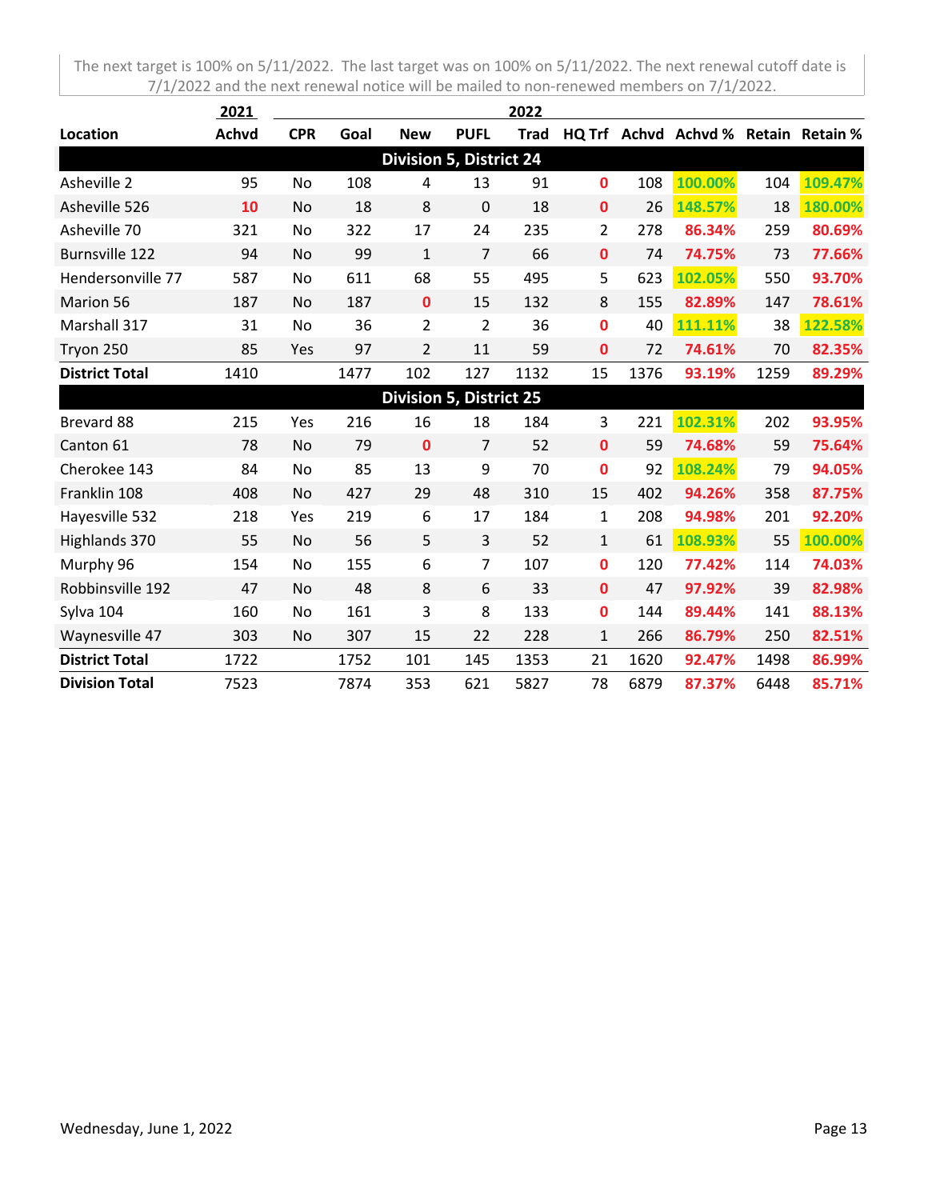The next target is 100% on 5/11/2022. The last target was on 100% on 5/11/2022. The next renewal cutoff date is 7/1/2022 and the next renewal notice will be mailed to non-renewed members on 7/1/2022.

| | 2021 | 2022 | | | | | | | | | |
|---|---|---|---|---|---|---|---|---|---|---|---|
| **Location** | **Achvd** | **CPR** | **Goal** | **New** | **PUFL** | **Trad** | **HQ Trf** | **Achvd** | **Achvd %** | **Retain** | **Retain %** |
| **Division 5, District 24** | | | | | | | | | | | |
| Asheville 2 | 95 | No | 108 | 4 | 13 | 91 | 0 | 108 | 100.00% | 104 | 109.47% |
| Asheville 526 | 10 | No | 18 | 8 | 0 | 18 | 0 | 26 | 148.57% | 18 | 180.00% |
| Asheville 70 | 321 | No | 322 | 17 | 24 | 235 | 2 | 278 | 86.34% | 259 | 80.69% |
| Burnsville 122 | 94 | No | 99 | 1 | 7 | 66 | 0 | 74 | 74.75% | 73 | 77.66% |
| Hendersonville 77 | 587 | No | 611 | 68 | 55 | 495 | 5 | 623 | 102.05% | 550 | 93.70% |
| Marion 56 | 187 | No | 187 | 0 | 15 | 132 | 8 | 155 | 82.89% | 147 | 78.61% |
| Marshall 317 | 31 | No | 36 | 2 | 2 | 36 | 0 | 40 | 111.11% | 38 | 122.58% |
| Tryon 250 | 85 | Yes | 97 | 2 | 11 | 59 | 0 | 72 | 74.61% | 70 | 82.35% |
| **District Total** | 1410 | | 1477 | 102 | 127 | 1132 | 15 | 1376 | 93.19% | 1259 | 89.29% |
| **Division 5, District 25** | | | | | | | | | | | |
| Brevard 88 | 215 | Yes | 216 | 16 | 18 | 184 | 3 | 221 | 102.31% | 202 | 93.95% |
| Canton 61 | 78 | No | 79 | 0 | 7 | 52 | 0 | 59 | 74.68% | 59 | 75.64% |
| Cherokee 143 | 84 | No | 85 | 13 | 9 | 70 | 0 | 92 | 108.24% | 79 | 94.05% |
| Franklin 108 | 408 | No | 427 | 29 | 48 | 310 | 15 | 402 | 94.26% | 358 | 87.75% |
| Hayesville 532 | 218 | Yes | 219 | 6 | 17 | 184 | 1 | 208 | 94.98% | 201 | 92.20% |
| Highlands 370 | 55 | No | 56 | 5 | 3 | 52 | 1 | 61 | 108.93% | 55 | 100.00% |
| Murphy 96 | 154 | No | 155 | 6 | 7 | 107 | 0 | 120 | 77.42% | 114 | 74.03% |
| Robbinsville 192 | 47 | No | 48 | 8 | 6 | 33 | 0 | 47 | 97.92% | 39 | 82.98% |
| Sylva 104 | 160 | No | 161 | 3 | 8 | 133 | 0 | 144 | 89.44% | 141 | 88.13% |
| Waynesville 47 | 303 | No | 307 | 15 | 22 | 228 | 1 | 266 | 86.79% | 250 | 82.51% |
| **District Total** | 1722 | | 1752 | 101 | 145 | 1353 | 21 | 1620 | 92.47% | 1498 | 86.99% |
| **Division Total** | 7523 | | 7874 | 353 | 621 | 5827 | 78 | 6879 | 87.37% | 6448 | 85.71% |

Wednesday, June 1, 2022